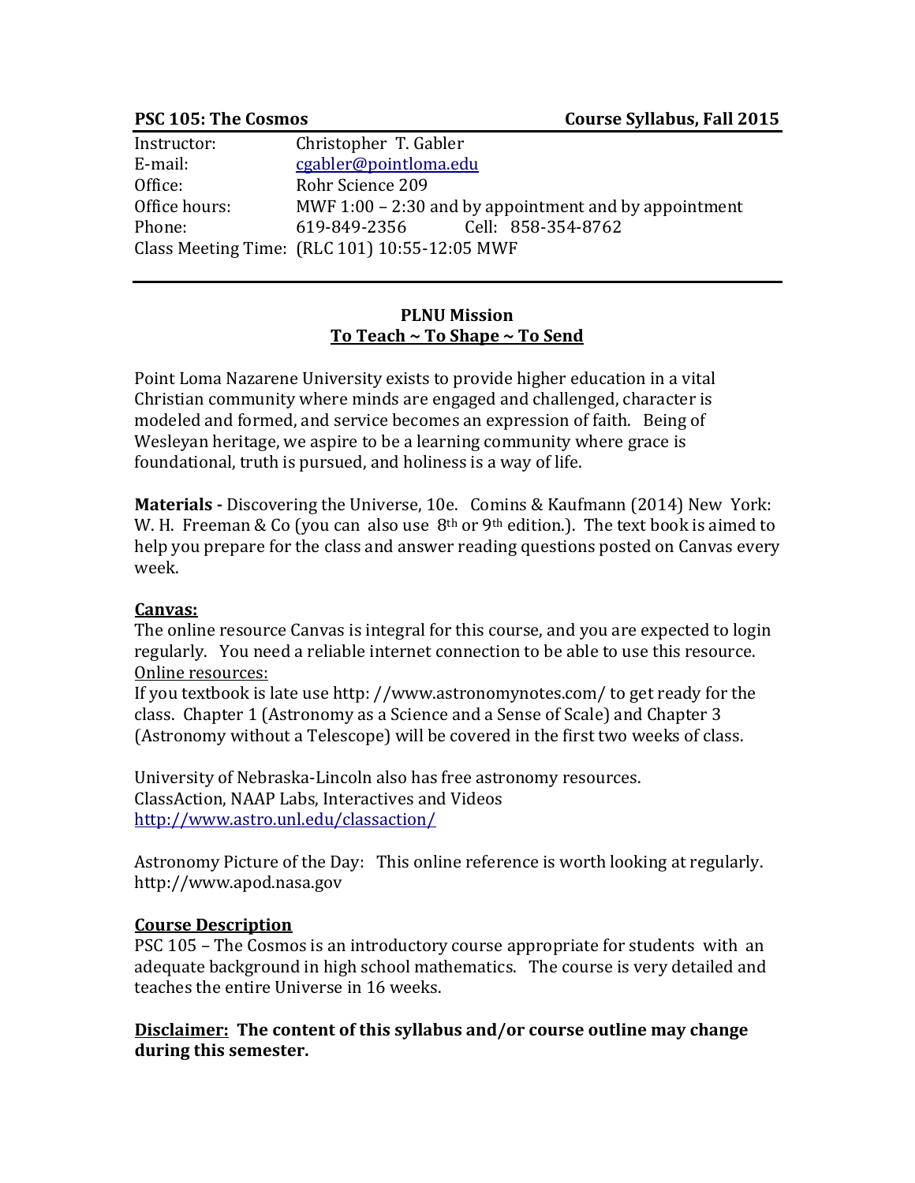**PSC 105: The Cosmos** **Course Syllabus, Fall 2015**

| | |
|---|---|
| Instructor: | Christopher T. Gabler |
| E-mail: | cgabler@pointloma.edu |
| Office: | Rohr Science 209 |
| Office hours: | MWF 1:00 – 2:30 and by appointment and by appointment |
| Phone: | 619-849-2356 Cell: 858-354-8762 |
| Class Meeting Time: | (RLC 101) 10:55-12:05 MWF |

## PLNU Mission

**To Teach ~ To Shape ~ To Send**

Point Loma Nazarene University exists to provide higher education in a vital Christian community where minds are engaged and challenged, character is modeled and formed, and service becomes an expression of faith. Being of Wesleyan heritage, we aspire to be a learning community where grace is foundational, truth is pursued, and holiness is a way of life.

**Materials -** Discovering the Universe, 10e. Comins & Kaufmann (2014) New York: W. H. Freeman & Co (you can also use 8th or 9th edition.). The text book is aimed to help you prepare for the class and answer reading questions posted on Canvas every week.

## Canvas:

The online resource Canvas is integral for this course, and you are expected to login regularly. You need a reliable internet connection to be able to use this resource.

Online resources:

If you textbook is late use http: //www.astronomynotes.com/ to get ready for the class. Chapter 1 (Astronomy as a Science and a Sense of Scale) and Chapter 3 (Astronomy without a Telescope) will be covered in the first two weeks of class.

University of Nebraska-Lincoln also has free astronomy resources.
ClassAction, NAAP Labs, Interactives and Videos
http://www.astro.unl.edu/classaction/

Astronomy Picture of the Day: This online reference is worth looking at regularly.
http://www.apod.nasa.gov

## Course Description

PSC 105 – The Cosmos is an introductory course appropriate for students with an adequate background in high school mathematics. The course is very detailed and teaches the entire Universe in 16 weeks.

**Disclaimer: The content of this syllabus and/or course outline may change during this semester.**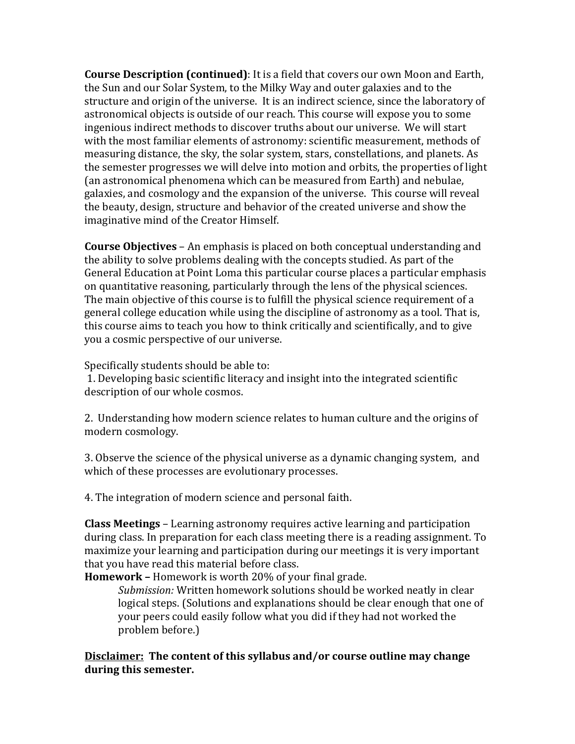**Course Description (continued)**: It is a field that covers our own Moon and Earth, the Sun and our Solar System, to the Milky Way and outer galaxies and to the structure and origin of the universe. It is an indirect science, since the laboratory of astronomical objects is outside of our reach. This course will expose you to some ingenious indirect methods to discover truths about our universe. We will start with the most familiar elements of astronomy: scientific measurement, methods of measuring distance, the sky, the solar system, stars, constellations, and planets. As the semester progresses we will delve into motion and orbits, the properties of light (an astronomical phenomena which can be measured from Earth) and nebulae, galaxies, and cosmology and the expansion of the universe. This course will reveal the beauty, design, structure and behavior of the created universe and show the imaginative mind of the Creator Himself.

**Course Objectives** – An emphasis is placed on both conceptual understanding and the ability to solve problems dealing with the concepts studied. As part of the General Education at Point Loma this particular course places a particular emphasis on quantitative reasoning, particularly through the lens of the physical sciences. The main objective of this course is to fulfill the physical science requirement of a general college education while using the discipline of astronomy as a tool. That is, this course aims to teach you how to think critically and scientifically, and to give you a cosmic perspective of our universe.

Specifically students should be able to:

1. Developing basic scientific literacy and insight into the integrated scientific description of our whole cosmos.

2. Understanding how modern science relates to human culture and the origins of modern cosmology.

3. Observe the science of the physical universe as a dynamic changing system, and which of these processes are evolutionary processes.

4. The integration of modern science and personal faith.

**Class Meetings** – Learning astronomy requires active learning and participation during class. In preparation for each class meeting there is a reading assignment. To maximize your learning and participation during our meetings it is very important that you have read this material before class.

**Homework –** Homework is worth 20% of your final grade.

> *Submission:* Written homework solutions should be worked neatly in clear logical steps. (Solutions and explanations should be clear enough that one of your peers could easily follow what you did if they had not worked the problem before.)

**<u>Disclaimer:</u> The content of this syllabus and/or course outline may change during this semester.**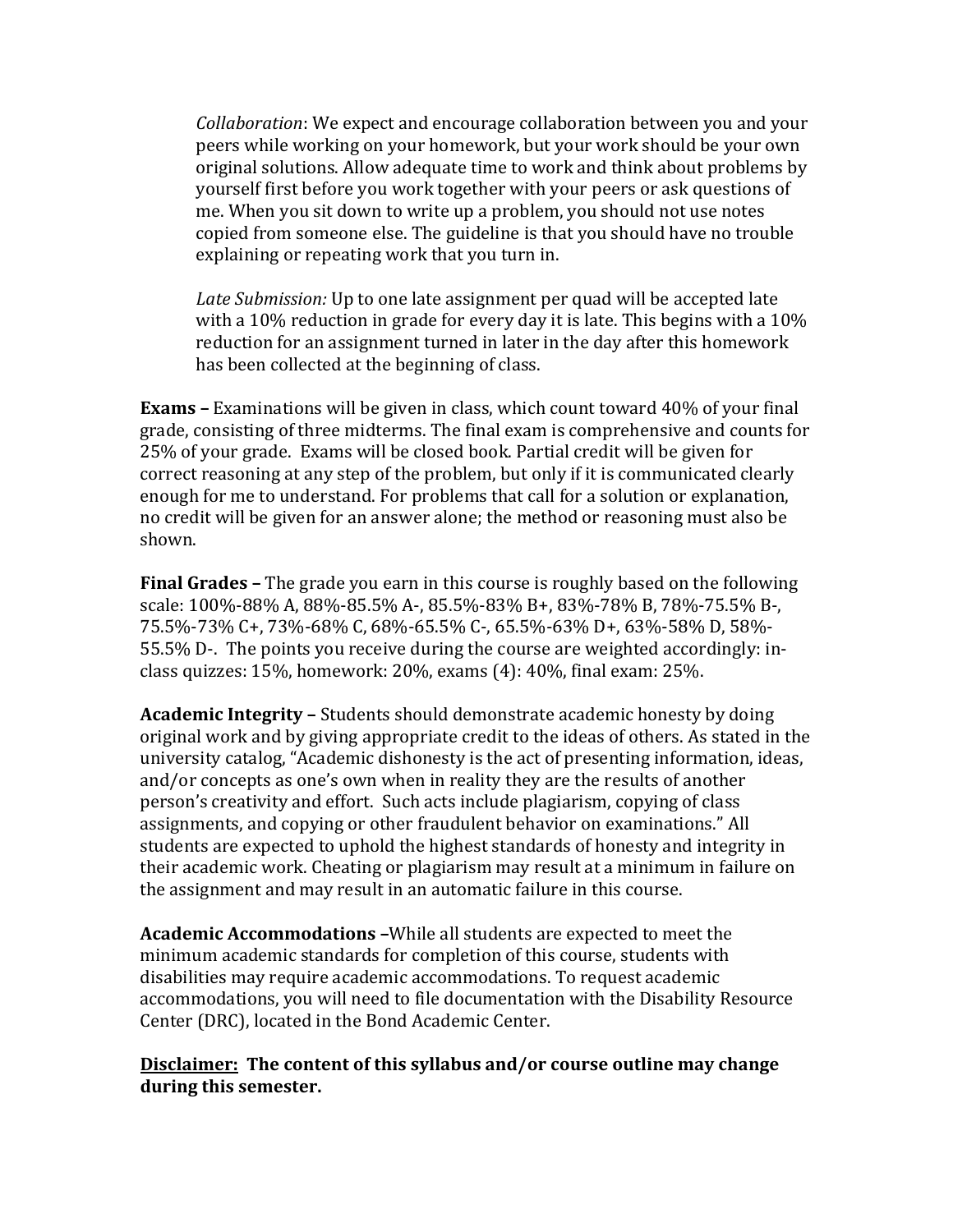*Collaboration*: We expect and encourage collaboration between you and your peers while working on your homework, but your work should be your own original solutions. Allow adequate time to work and think about problems by yourself first before you work together with your peers or ask questions of me. When you sit down to write up a problem, you should not use notes copied from someone else. The guideline is that you should have no trouble explaining or repeating work that you turn in.

*Late Submission:* Up to one late assignment per quad will be accepted late with a 10% reduction in grade for every day it is late. This begins with a 10% reduction for an assignment turned in later in the day after this homework has been collected at the beginning of class.

**Exams –** Examinations will be given in class, which count toward 40% of your final grade, consisting of three midterms. The final exam is comprehensive and counts for 25% of your grade. Exams will be closed book. Partial credit will be given for correct reasoning at any step of the problem, but only if it is communicated clearly enough for me to understand. For problems that call for a solution or explanation, no credit will be given for an answer alone; the method or reasoning must also be shown.

**Final Grades –** The grade you earn in this course is roughly based on the following scale: 100%-88% A, 88%-85.5% A-, 85.5%-83% B+, 83%-78% B, 78%-75.5% B-, 75.5%-73% C+, 73%-68% C, 68%-65.5% C-, 65.5%-63% D+, 63%-58% D, 58%-55.5% D-. The points you receive during the course are weighted accordingly: in-class quizzes: 15%, homework: 20%, exams (4): 40%, final exam: 25%.

**Academic Integrity –** Students should demonstrate academic honesty by doing original work and by giving appropriate credit to the ideas of others. As stated in the university catalog, "Academic dishonesty is the act of presenting information, ideas, and/or concepts as one's own when in reality they are the results of another person's creativity and effort. Such acts include plagiarism, copying of class assignments, and copying or other fraudulent behavior on examinations." All students are expected to uphold the highest standards of honesty and integrity in their academic work. Cheating or plagiarism may result at a minimum in failure on the assignment and may result in an automatic failure in this course.

**Academic Accommodations –**While all students are expected to meet the minimum academic standards for completion of this course, students with disabilities may require academic accommodations. To request academic accommodations, you will need to file documentation with the Disability Resource Center (DRC), located in the Bond Academic Center.

**<u>Disclaimer:</u> The content of this syllabus and/or course outline may change during this semester.**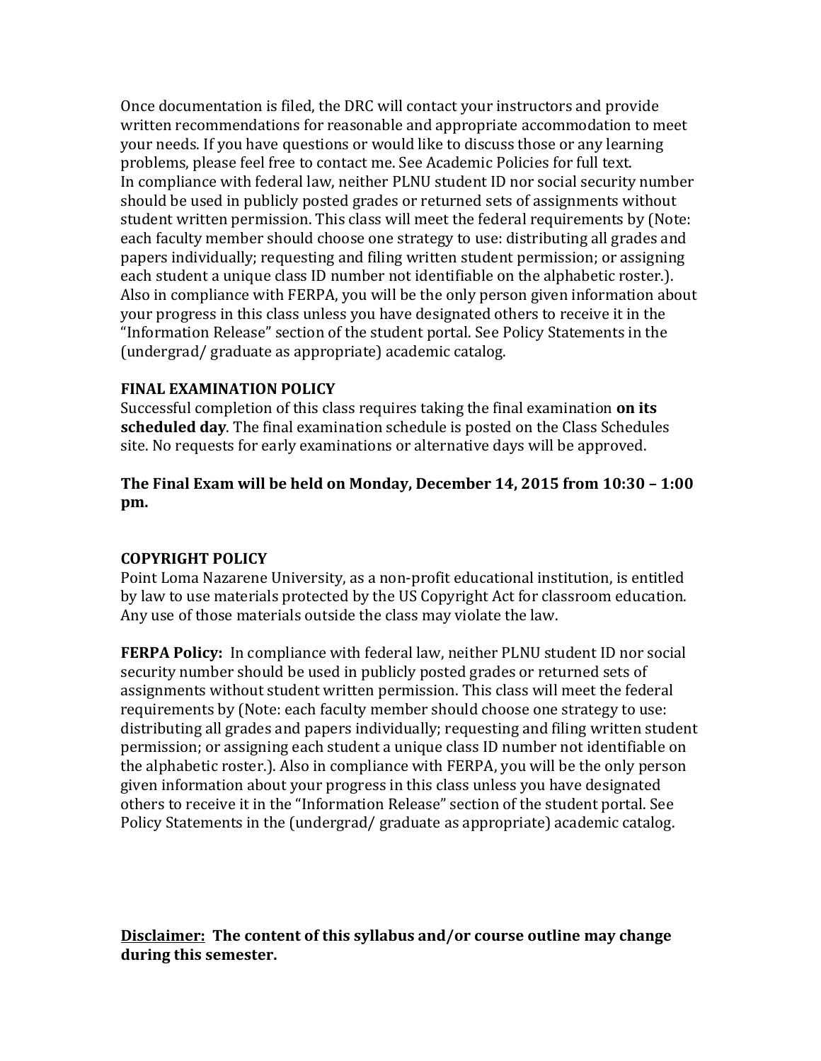Once documentation is filed, the DRC will contact your instructors and provide written recommendations for reasonable and appropriate accommodation to meet your needs. If you have questions or would like to discuss those or any learning problems, please feel free to contact me. See Academic Policies for full text.
In compliance with federal law, neither PLNU student ID nor social security number should be used in publicly posted grades or returned sets of assignments without student written permission. This class will meet the federal requirements by (Note: each faculty member should choose one strategy to use: distributing all grades and papers individually; requesting and filing written student permission; or assigning each student a unique class ID number not identifiable on the alphabetic roster.). Also in compliance with FERPA, you will be the only person given information about your progress in this class unless you have designated others to receive it in the "Information Release" section of the student portal. See Policy Statements in the (undergrad/ graduate as appropriate) academic catalog.

**FINAL EXAMINATION POLICY**
Successful completion of this class requires taking the final examination **on its scheduled day**. The final examination schedule is posted on the Class Schedules site. No requests for early examinations or alternative days will be approved.

**The Final Exam will be held on Monday, December 14, 2015 from 10:30 – 1:00 pm.**

**COPYRIGHT POLICY**
Point Loma Nazarene University, as a non-profit educational institution, is entitled by law to use materials protected by the US Copyright Act for classroom education. Any use of those materials outside the class may violate the law.

**FERPA Policy:** In compliance with federal law, neither PLNU student ID nor social security number should be used in publicly posted grades or returned sets of assignments without student written permission. This class will meet the federal requirements by (Note: each faculty member should choose one strategy to use: distributing all grades and papers individually; requesting and filing written student permission; or assigning each student a unique class ID number not identifiable on the alphabetic roster.). Also in compliance with FERPA, you will be the only person given information about your progress in this class unless you have designated others to receive it in the "Information Release" section of the student portal. See Policy Statements in the (undergrad/ graduate as appropriate) academic catalog.

**Disclaimer: The content of this syllabus and/or course outline may change during this semester.**